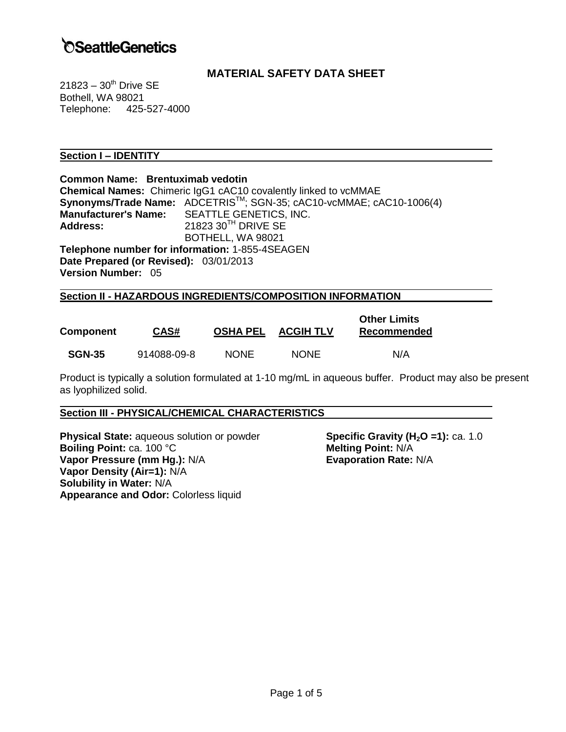# SeattleGenetics

## MATERIAL SAFETY DATA SHEET

21823 – 30th Drive SE
Bothell, WA 98021
Telephone: 425-527-4000

## Section I – IDENTITY

**Common Name: Brentuximab vedotin**
**Chemical Names:** Chimeric IgG1 cAC10 covalently linked to vcMMAE
**Synonyms/Trade Name:** ADCETRIS™; SGN-35; cAC10-vcMMAE; cAC10-1006(4)
**Manufacturer's Name:** SEATTLE GENETICS, INC.
**Address:** 21823 30TH DRIVE SE
BOTHELL, WA 98021
**Telephone number for information:** 1-855-4SEAGEN
**Date Prepared (or Revised):** 03/01/2013
**Version Number:** 05

## Section II - HAZARDOUS INGREDIENTS/COMPOSITION INFORMATION

| Component | CAS# | OSHA PEL | ACGIH TLV | Other Limits Recommended |
|---|---|---|---|---|
| **SGN-35** | 914088-09-8 | NONE | NONE | N/A |

Product is typically a solution formulated at 1-10 mg/mL in aqueous buffer. Product may also be present as lyophilized solid.

## Section III - PHYSICAL/CHEMICAL CHARACTERISTICS

**Physical State:** aqueous solution or powder
**Boiling Point:** ca. 100 °C
**Vapor Pressure (mm Hg.):** N/A
**Vapor Density (Air=1):** N/A
**Solubility in Water:** N/A
**Appearance and Odor:** Colorless liquid
**Specific Gravity ($H_2O$ =1):** ca. 1.0
**Melting Point:** N/A
**Evaporation Rate:** N/A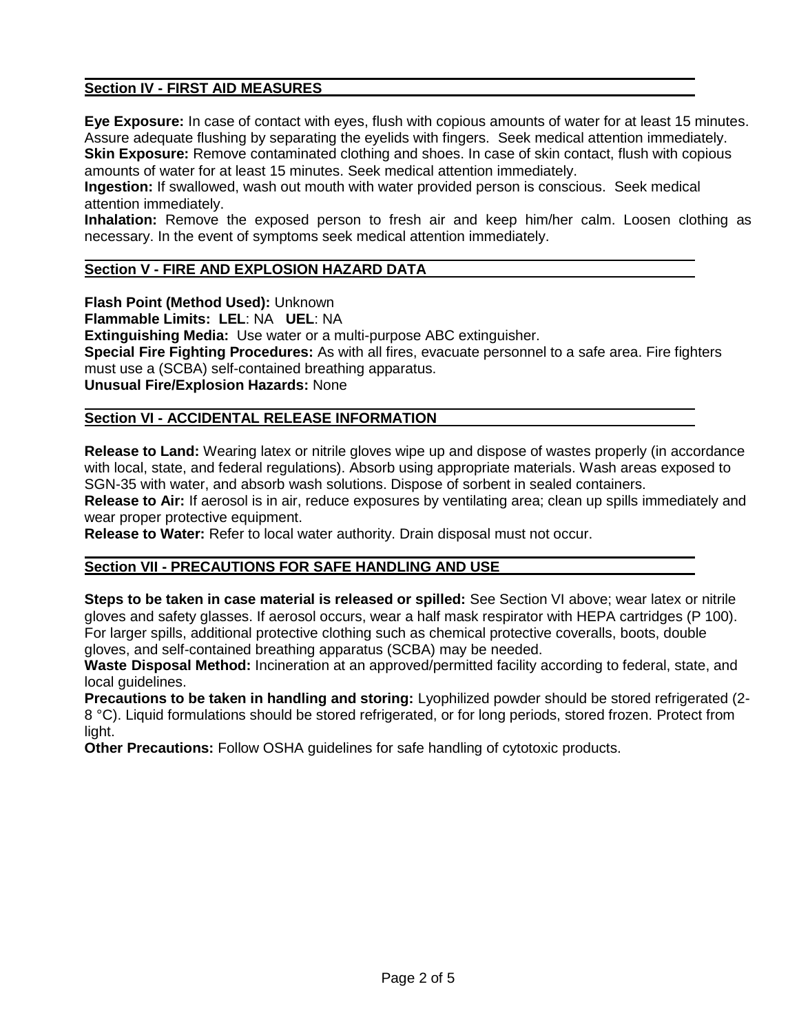## Section IV - FIRST AID MEASURES

**Eye Exposure:** In case of contact with eyes, flush with copious amounts of water for at least 15 minutes. Assure adequate flushing by separating the eyelids with fingers. Seek medical attention immediately.
**Skin Exposure:** Remove contaminated clothing and shoes. In case of skin contact, flush with copious amounts of water for at least 15 minutes. Seek medical attention immediately.
**Ingestion:** If swallowed, wash out mouth with water provided person is conscious. Seek medical attention immediately.
**Inhalation:** Remove the exposed person to fresh air and keep him/her calm. Loosen clothing as necessary. In the event of symptoms seek medical attention immediately.

## Section V - FIRE AND EXPLOSION HAZARD DATA

**Flash Point (Method Used):** Unknown
**Flammable Limits: LEL**: NA **UEL**: NA
**Extinguishing Media:** Use water or a multi-purpose ABC extinguisher.
**Special Fire Fighting Procedures:** As with all fires, evacuate personnel to a safe area. Fire fighters must use a (SCBA) self-contained breathing apparatus.
**Unusual Fire/Explosion Hazards:** None

## Section VI - ACCIDENTAL RELEASE INFORMATION

**Release to Land:** Wearing latex or nitrile gloves wipe up and dispose of wastes properly (in accordance with local, state, and federal regulations). Absorb using appropriate materials. Wash areas exposed to SGN-35 with water, and absorb wash solutions. Dispose of sorbent in sealed containers.
**Release to Air:** If aerosol is in air, reduce exposures by ventilating area; clean up spills immediately and wear proper protective equipment.
**Release to Water:** Refer to local water authority. Drain disposal must not occur.

## Section VII - PRECAUTIONS FOR SAFE HANDLING AND USE

**Steps to be taken in case material is released or spilled:** See Section VI above; wear latex or nitrile gloves and safety glasses. If aerosol occurs, wear a half mask respirator with HEPA cartridges (P 100). For larger spills, additional protective clothing such as chemical protective coveralls, boots, double gloves, and self-contained breathing apparatus (SCBA) may be needed.
**Waste Disposal Method:** Incineration at an approved/permitted facility according to federal, state, and local guidelines.
**Precautions to be taken in handling and storing:** Lyophilized powder should be stored refrigerated (2-8 °C). Liquid formulations should be stored refrigerated, or for long periods, stored frozen. Protect from light.
**Other Precautions:** Follow OSHA guidelines for safe handling of cytotoxic products.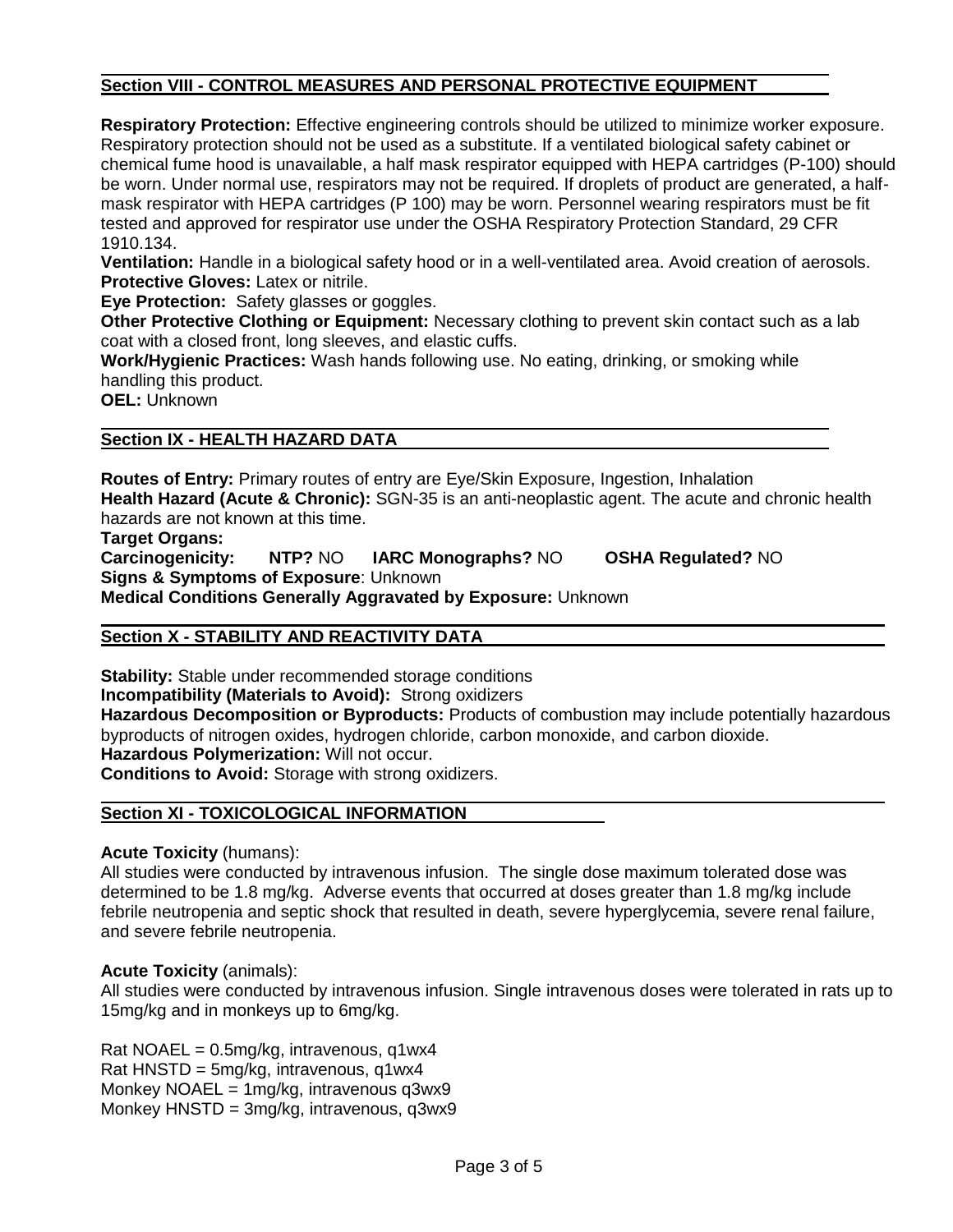## Section VIII - CONTROL MEASURES AND PERSONAL PROTECTIVE EQUIPMENT

**Respiratory Protection:** Effective engineering controls should be utilized to minimize worker exposure. Respiratory protection should not be used as a substitute. If a ventilated biological safety cabinet or chemical fume hood is unavailable, a half mask respirator equipped with HEPA cartridges (P-100) should be worn. Under normal use, respirators may not be required. If droplets of product are generated, a half-mask respirator with HEPA cartridges (P 100) may be worn. Personnel wearing respirators must be fit tested and approved for respirator use under the OSHA Respiratory Protection Standard, 29 CFR 1910.134.

**Ventilation:** Handle in a biological safety hood or in a well-ventilated area. Avoid creation of aerosols.

**Protective Gloves:** Latex or nitrile.

**Eye Protection:** Safety glasses or goggles.

**Other Protective Clothing or Equipment:** Necessary clothing to prevent skin contact such as a lab coat with a closed front, long sleeves, and elastic cuffs.

**Work/Hygienic Practices:** Wash hands following use. No eating, drinking, or smoking while handling this product.

**OEL:** Unknown

## Section IX - HEALTH HAZARD DATA

**Routes of Entry:** Primary routes of entry are Eye/Skin Exposure, Ingestion, Inhalation

**Health Hazard (Acute & Chronic):** SGN-35 is an anti-neoplastic agent. The acute and chronic health hazards are not known at this time.

**Target Organs:**

**Carcinogenicity:** **NTP?** NO **IARC Monographs?** NO **OSHA Regulated?** NO

**Signs & Symptoms of Exposure**: Unknown

**Medical Conditions Generally Aggravated by Exposure:** Unknown

## Section X - STABILITY AND REACTIVITY DATA

**Stability:** Stable under recommended storage conditions

**Incompatibility (Materials to Avoid):** Strong oxidizers

**Hazardous Decomposition or Byproducts:** Products of combustion may include potentially hazardous byproducts of nitrogen oxides, hydrogen chloride, carbon monoxide, and carbon dioxide.

**Hazardous Polymerization:** Will not occur.

**Conditions to Avoid:** Storage with strong oxidizers.

## Section XI - TOXICOLOGICAL INFORMATION

**Acute Toxicity** (humans):

All studies were conducted by intravenous infusion. The single dose maximum tolerated dose was determined to be 1.8 mg/kg. Adverse events that occurred at doses greater than 1.8 mg/kg include febrile neutropenia and septic shock that resulted in death, severe hyperglycemia, severe renal failure, and severe febrile neutropenia.

**Acute Toxicity** (animals):

All studies were conducted by intravenous infusion. Single intravenous doses were tolerated in rats up to 15mg/kg and in monkeys up to 6mg/kg.

Rat NOAEL = 0.5mg/kg, intravenous, q1wx4
Rat HNSTD = 5mg/kg, intravenous, q1wx4
Monkey NOAEL = 1mg/kg, intravenous q3wx9
Monkey HNSTD = 3mg/kg, intravenous, q3wx9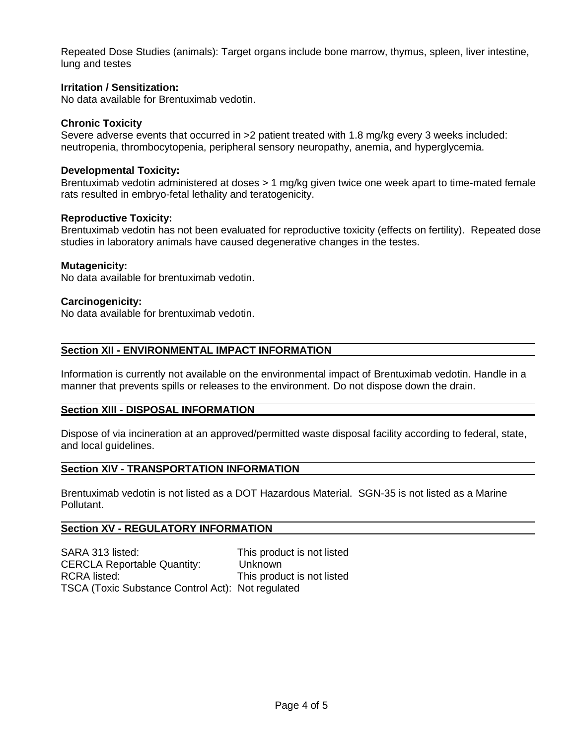Repeated Dose Studies (animals): Target organs include bone marrow, thymus, spleen, liver intestine, lung and testes

**Irritation / Sensitization:**
No data available for Brentuximab vedotin.

**Chronic Toxicity**
Severe adverse events that occurred in >2 patient treated with 1.8 mg/kg every 3 weeks included: neutropenia, thrombocytopenia, peripheral sensory neuropathy, anemia, and hyperglycemia.

**Developmental Toxicity:**
Brentuximab vedotin administered at doses > 1 mg/kg given twice one week apart to time-mated female rats resulted in embryo-fetal lethality and teratogenicity.

**Reproductive Toxicity:**
Brentuximab vedotin has not been evaluated for reproductive toxicity (effects on fertility). Repeated dose studies in laboratory animals have caused degenerative changes in the testes.

**Mutagenicity:**
No data available for brentuximab vedotin.

**Carcinogenicity:**
No data available for brentuximab vedotin.

## Section XII - ENVIRONMENTAL IMPACT INFORMATION

Information is currently not available on the environmental impact of Brentuximab vedotin. Handle in a manner that prevents spills or releases to the environment. Do not dispose down the drain.

## Section XIII - DISPOSAL INFORMATION

Dispose of via incineration at an approved/permitted waste disposal facility according to federal, state, and local guidelines.

## Section XIV - TRANSPORTATION INFORMATION

Brentuximab vedotin is not listed as a DOT Hazardous Material. SGN-35 is not listed as a Marine Pollutant.

## Section XV - REGULATORY INFORMATION

| | |
|---|---|
| SARA 313 listed: | This product is not listed |
| CERCLA Reportable Quantity: | Unknown |
| RCRA listed: | This product is not listed |
| TSCA (Toxic Substance Control Act): | Not regulated |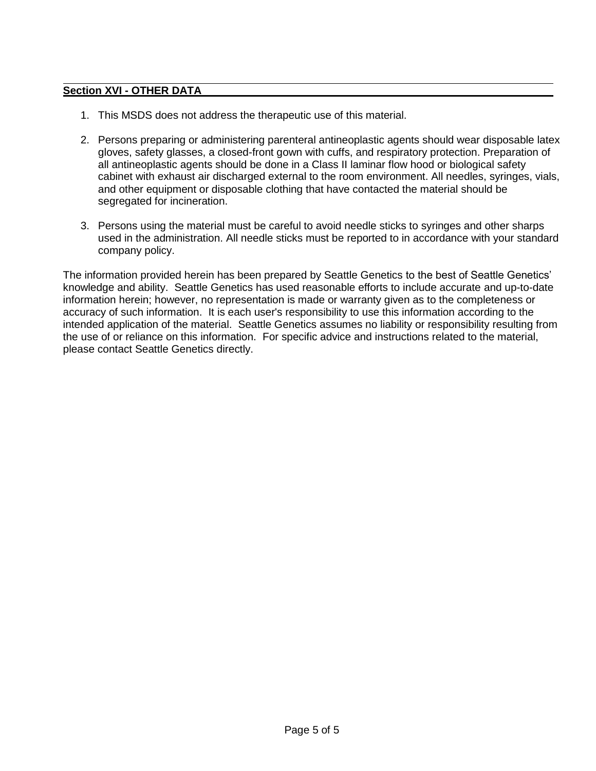## Section XVI - OTHER DATA

1. This MSDS does not address the therapeutic use of this material.

2. Persons preparing or administering parenteral antineoplastic agents should wear disposable latex gloves, safety glasses, a closed-front gown with cuffs, and respiratory protection. Preparation of all antineoplastic agents should be done in a Class II laminar flow hood or biological safety cabinet with exhaust air discharged external to the room environment. All needles, syringes, vials, and other equipment or disposable clothing that have contacted the material should be segregated for incineration.

3. Persons using the material must be careful to avoid needle sticks to syringes and other sharps used in the administration. All needle sticks must be reported to in accordance with your standard company policy.

The information provided herein has been prepared by Seattle Genetics to the best of Seattle Genetics' knowledge and ability. Seattle Genetics has used reasonable efforts to include accurate and up-to-date information herein; however, no representation is made or warranty given as to the completeness or accuracy of such information. It is each user's responsibility to use this information according to the intended application of the material. Seattle Genetics assumes no liability or responsibility resulting from the use of or reliance on this information. For specific advice and instructions related to the material, please contact Seattle Genetics directly.